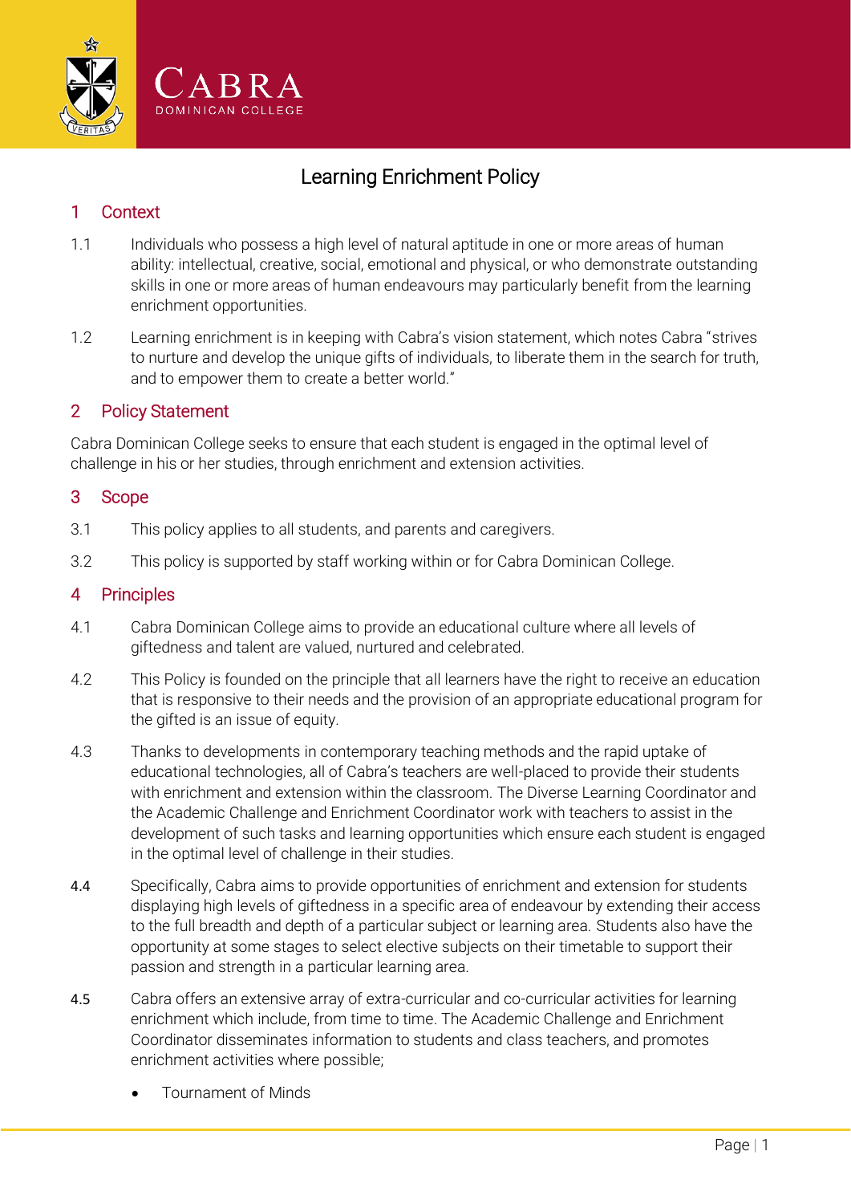# Learning Enrichment Policy

## 1 Context

1.1 Individuals who possess a high level of natural aptitude in one or more areas of human ability: intellectual, creative, social, emotional and physical, or who demonstrate outstanding skills in one or more areas of human endeavours may particularly benefit from the learning enrichment opportunities.

1.2 Learning enrichment is in keeping with Cabra's vision statement, which notes Cabra "strives to nurture and develop the unique gifts of individuals, to liberate them in the search for truth, and to empower them to create a better world."

## 2 Policy Statement

Cabra Dominican College seeks to ensure that each student is engaged in the optimal level of challenge in his or her studies, through enrichment and extension activities.

## 3 Scope

3.1 This policy applies to all students, and parents and caregivers.

3.2 This policy is supported by staff working within or for Cabra Dominican College.

## 4 Principles

4.1 Cabra Dominican College aims to provide an educational culture where all levels of giftedness and talent are valued, nurtured and celebrated.

4.2 This Policy is founded on the principle that all learners have the right to receive an education that is responsive to their needs and the provision of an appropriate educational program for the gifted is an issue of equity.

4.3 Thanks to developments in contemporary teaching methods and the rapid uptake of educational technologies, all of Cabra's teachers are well-placed to provide their students with enrichment and extension within the classroom. The Diverse Learning Coordinator and the Academic Challenge and Enrichment Coordinator work with teachers to assist in the development of such tasks and learning opportunities which ensure each student is engaged in the optimal level of challenge in their studies.

4.4 Specifically, Cabra aims to provide opportunities of enrichment and extension for students displaying high levels of giftedness in a specific area of endeavour by extending their access to the full breadth and depth of a particular subject or learning area. Students also have the opportunity at some stages to select elective subjects on their timetable to support their passion and strength in a particular learning area.

4.5 Cabra offers an extensive array of extra-curricular and co-curricular activities for learning enrichment which include, from time to time. The Academic Challenge and Enrichment Coordinator disseminates information to students and class teachers, and promotes enrichment activities where possible;

- Tournament of Minds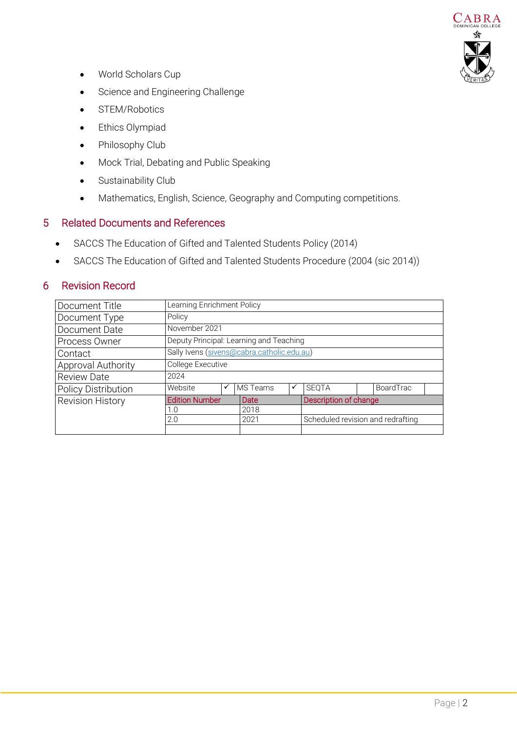- World Scholars Cup
- Science and Engineering Challenge
- STEM/Robotics
- Ethics Olympiad
- Philosophy Club
- Mock Trial, Debating and Public Speaking
- Sustainability Club
- Mathematics, English, Science, Geography and Computing competitions.

## 5 Related Documents and References

- SACCS The Education of Gifted and Talented Students Policy (2014)
- SACCS The Education of Gifted and Talented Students Procedure (2004 (sic 2014))

## 6 Revision Record

| | | | | | | | |
|---|---|---|---|---|---|---|---|
| Document Title | Learning Enrichment Policy | | | | | | |
| Document Type | Policy | | | | | | |
| Document Date | November 2021 | | | | | | |
| Process Owner | Deputy Principal: Learning and Teaching | | | | | | |
| Contact | Sally Ivens (sivens@cabra.catholic.edu.au) | | | | | | |
| Approval Authority | College Executive | | | | | | |
| Review Date | 2024 | | | | | | |
| Policy Distribution | Website | ✓ | MS Teams | ✓ | SEQTA | | BoardTrac |
| Revision History | Edition Number | Date | Description of change | | | | |
| | 1.0 | 2018 | | | | | |
| | 2.0 | 2021 | Scheduled revision and redrafting | | | | |
| | | | | | | | |